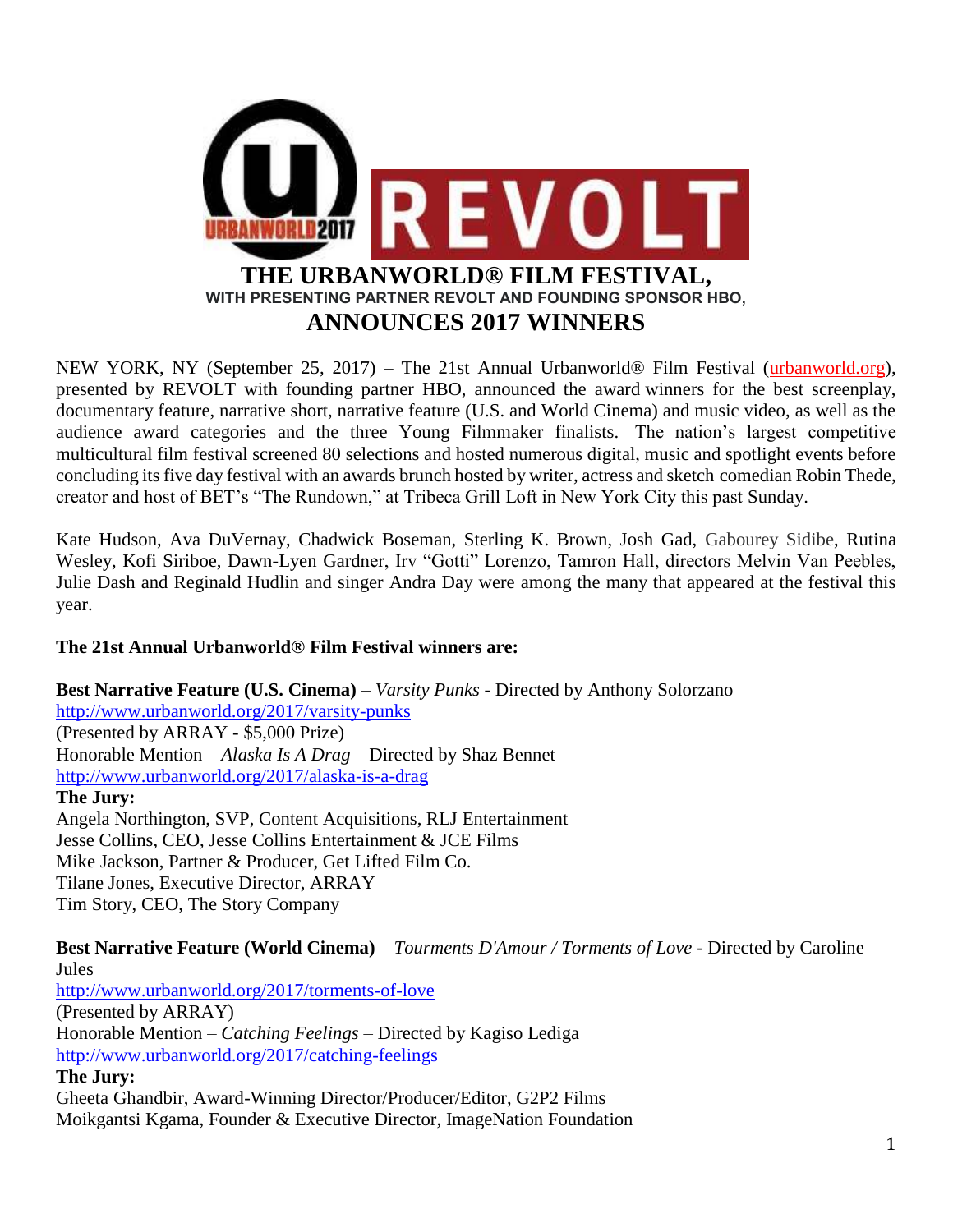# THE URBANWORLD® FILM FESTIVAL,

**WITH PRESENTING PARTNER REVOLT AND FOUNDING SPONSOR HBO,**

# ANNOUNCES 2017 WINNERS

NEW YORK, NY (September 25, 2017) – The 21st Annual Urbanworld® Film Festival (urbanworld.org), presented by REVOLT with founding partner HBO, announced the award winners for the best screenplay, documentary feature, narrative short, narrative feature (U.S. and World Cinema) and music video, as well as the audience award categories and the three Young Filmmaker finalists. The nation's largest competitive multicultural film festival screened 80 selections and hosted numerous digital, music and spotlight events before concluding its five day festival with an awards brunch hosted by writer, actress and sketch comedian Robin Thede, creator and host of BET's "The Rundown," at Tribeca Grill Loft in New York City this past Sunday.

Kate Hudson, Ava DuVernay, Chadwick Boseman, Sterling K. Brown, Josh Gad, Gabourey Sidibe, Rutina Wesley, Kofi Siriboe, Dawn-Lyen Gardner, Irv "Gotti" Lorenzo, Tamron Hall, directors Melvin Van Peebles, Julie Dash and Reginald Hudlin and singer Andra Day were among the many that appeared at the festival this year.

**The 21st Annual Urbanworld® Film Festival winners are:**

**Best Narrative Feature (U.S. Cinema)** – *Varsity Punks* - Directed by Anthony Solorzano
http://www.urbanworld.org/2017/varsity-punks
(Presented by ARRAY - $5,000 Prize)
Honorable Mention – *Alaska Is A Drag* – Directed by Shaz Bennet
http://www.urbanworld.org/2017/alaska-is-a-drag
**The Jury:**
Angela Northington, SVP, Content Acquisitions, RLJ Entertainment
Jesse Collins, CEO, Jesse Collins Entertainment & JCE Films
Mike Jackson, Partner & Producer, Get Lifted Film Co.
Tilane Jones, Executive Director, ARRAY
Tim Story, CEO, The Story Company

**Best Narrative Feature (World Cinema)** – *Tourments D'Amour / Torments of Love* - Directed by Caroline Jules
http://www.urbanworld.org/2017/torments-of-love
(Presented by ARRAY)
Honorable Mention – *Catching Feelings* – Directed by Kagiso Lediga
http://www.urbanworld.org/2017/catching-feelings
**The Jury:**
Gheeta Ghandbir, Award-Winning Director/Producer/Editor, G2P2 Films
Moikgantsi Kgama, Founder & Executive Director, ImageNation Foundation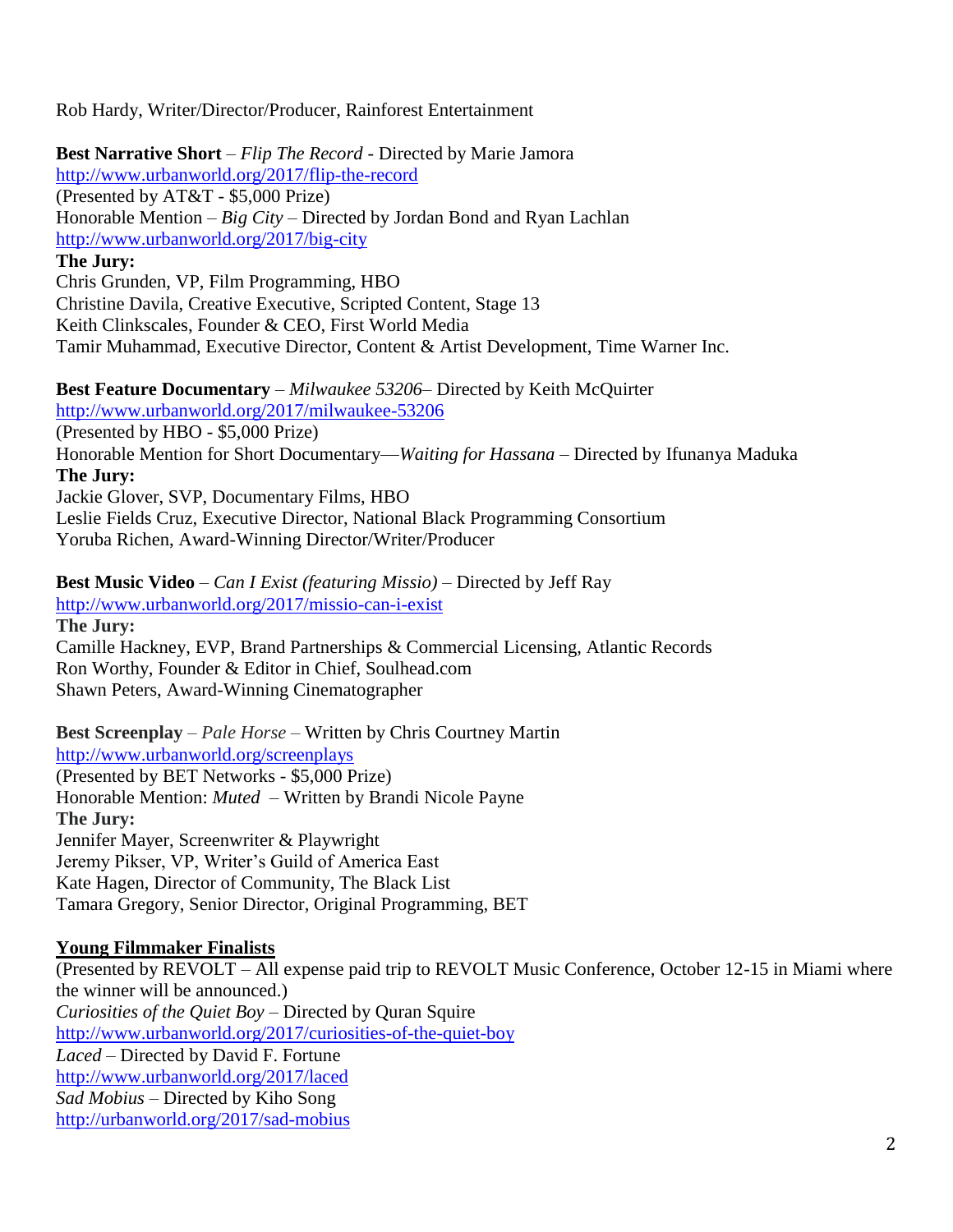Rob Hardy, Writer/Director/Producer, Rainforest Entertainment

**Best Narrative Short** – *Flip The Record* - Directed by Marie Jamora
http://www.urbanworld.org/2017/flip-the-record
(Presented by AT&T - $5,000 Prize)
Honorable Mention – *Big City* – Directed by Jordan Bond and Ryan Lachlan
http://www.urbanworld.org/2017/big-city
**The Jury:**
Chris Grunden, VP, Film Programming, HBO
Christine Davila, Creative Executive, Scripted Content, Stage 13
Keith Clinkscales, Founder & CEO, First World Media
Tamir Muhammad, Executive Director, Content & Artist Development, Time Warner Inc.

**Best Feature Documentary** – *Milwaukee 53206*– Directed by Keith McQuirter
http://www.urbanworld.org/2017/milwaukee-53206
(Presented by HBO - $5,000 Prize)
Honorable Mention for Short Documentary—*Waiting for Hassana* – Directed by Ifunanya Maduka
**The Jury:**
Jackie Glover, SVP, Documentary Films, HBO
Leslie Fields Cruz, Executive Director, National Black Programming Consortium
Yoruba Richen, Award-Winning Director/Writer/Producer

**Best Music Video** – *Can I Exist (featuring Missio)* – Directed by Jeff Ray
http://www.urbanworld.org/2017/missio-can-i-exist
**The Jury:**
Camille Hackney, EVP, Brand Partnerships & Commercial Licensing, Atlantic Records
Ron Worthy, Founder & Editor in Chief, Soulhead.com
Shawn Peters, Award-Winning Cinematographer

**Best Screenplay** – *Pale Horse* – Written by Chris Courtney Martin
http://www.urbanworld.org/screenplays
(Presented by BET Networks - $5,000 Prize)
Honorable Mention: *Muted* – Written by Brandi Nicole Payne
**The Jury:**
Jennifer Mayer, Screenwriter & Playwright
Jeremy Pikser, VP, Writer's Guild of America East
Kate Hagen, Director of Community, The Black List
Tamara Gregory, Senior Director, Original Programming, BET

**Young Filmmaker Finalists**
(Presented by REVOLT – All expense paid trip to REVOLT Music Conference, October 12-15 in Miami where the winner will be announced.)
*Curiosities of the Quiet Boy* – Directed by Quran Squire
http://www.urbanworld.org/2017/curiosities-of-the-quiet-boy
*Laced* – Directed by David F. Fortune
http://www.urbanworld.org/2017/laced
*Sad Mobius* – Directed by Kiho Song
http://urbanworld.org/2017/sad-mobius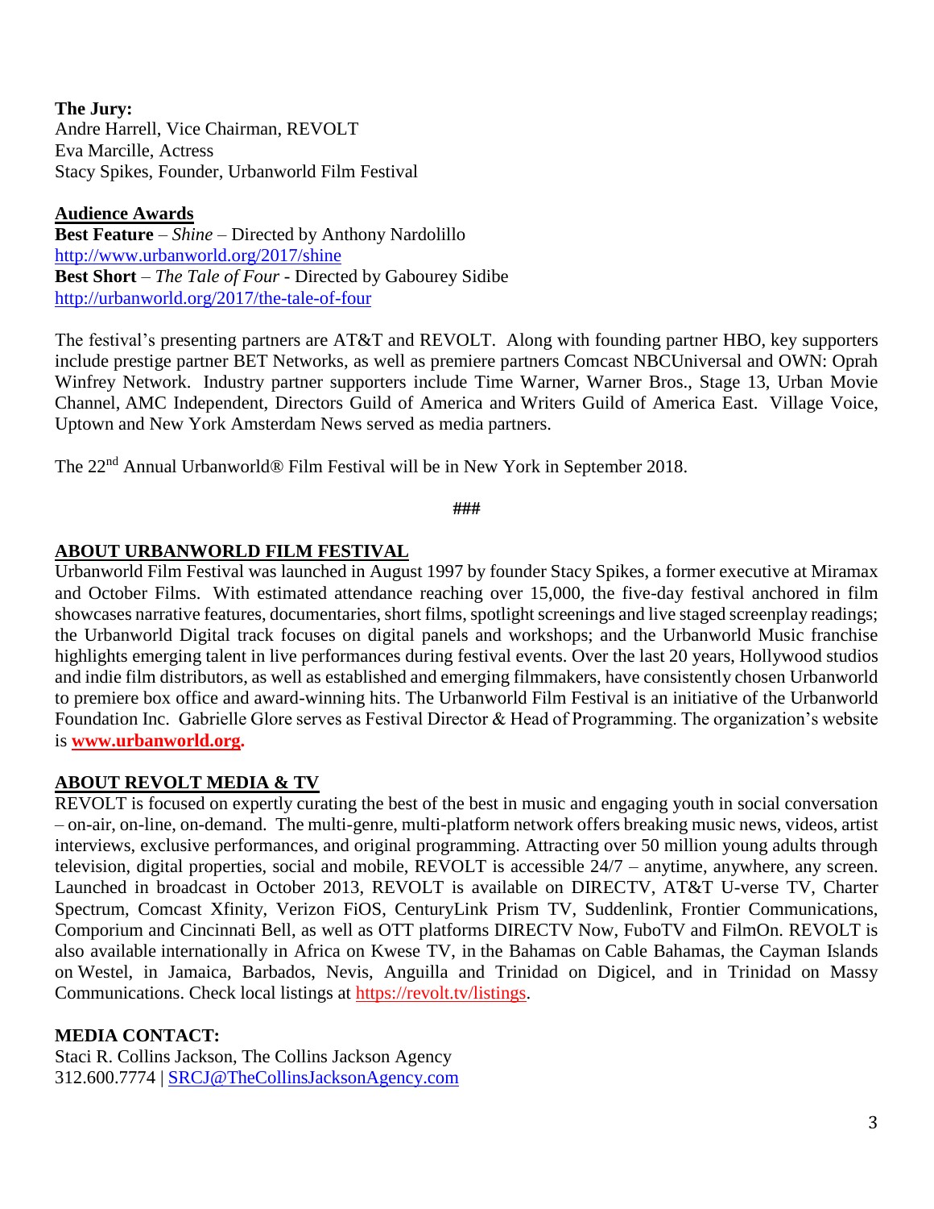**The Jury:**
Andre Harrell, Vice Chairman, REVOLT
Eva Marcille, Actress
Stacy Spikes, Founder, Urbanworld Film Festival

**Audience Awards**
**Best Feature** – *Shine* – Directed by Anthony Nardolillo
http://www.urbanworld.org/2017/shine
**Best Short** – *The Tale of Four* - Directed by Gabourey Sidibe
http://urbanworld.org/2017/the-tale-of-four

The festival's presenting partners are AT&T and REVOLT. Along with founding partner HBO, key supporters include prestige partner BET Networks, as well as premiere partners Comcast NBCUniversal and OWN: Oprah Winfrey Network. Industry partner supporters include Time Warner, Warner Bros., Stage 13, Urban Movie Channel, AMC Independent, Directors Guild of America and Writers Guild of America East. Village Voice, Uptown and New York Amsterdam News served as media partners.

The 22nd Annual Urbanworld® Film Festival will be in New York in September 2018.

###

## ABOUT URBANWORLD FILM FESTIVAL

Urbanworld Film Festival was launched in August 1997 by founder Stacy Spikes, a former executive at Miramax and October Films. With estimated attendance reaching over 15,000, the five-day festival anchored in film showcases narrative features, documentaries, short films, spotlight screenings and live staged screenplay readings; the Urbanworld Digital track focuses on digital panels and workshops; and the Urbanworld Music franchise highlights emerging talent in live performances during festival events. Over the last 20 years, Hollywood studios and indie film distributors, as well as established and emerging filmmakers, have consistently chosen Urbanworld to premiere box office and award-winning hits. The Urbanworld Film Festival is an initiative of the Urbanworld Foundation Inc. Gabrielle Glore serves as Festival Director & Head of Programming. The organization's website is **www.urbanworld.org.**

## ABOUT REVOLT MEDIA & TV

REVOLT is focused on expertly curating the best of the best in music and engaging youth in social conversation – on-air, on-line, on-demand. The multi-genre, multi-platform network offers breaking music news, videos, artist interviews, exclusive performances, and original programming. Attracting over 50 million young adults through television, digital properties, social and mobile, REVOLT is accessible 24/7 – anytime, anywhere, any screen. Launched in broadcast in October 2013, REVOLT is available on DIRECTV, AT&T U-verse TV, Charter Spectrum, Comcast Xfinity, Verizon FiOS, CenturyLink Prism TV, Suddenlink, Frontier Communications, Comporium and Cincinnati Bell, as well as OTT platforms DIRECTV Now, FuboTV and FilmOn. REVOLT is also available internationally in Africa on Kwese TV, in the Bahamas on Cable Bahamas, the Cayman Islands on Westel, in Jamaica, Barbados, Nevis, Anguilla and Trinidad on Digicel, and in Trinidad on Massy Communications. Check local listings at https://revolt.tv/listings.

**MEDIA CONTACT:**
Staci R. Collins Jackson, The Collins Jackson Agency
312.600.7774 | SRCJ@TheCollinsJacksonAgency.com